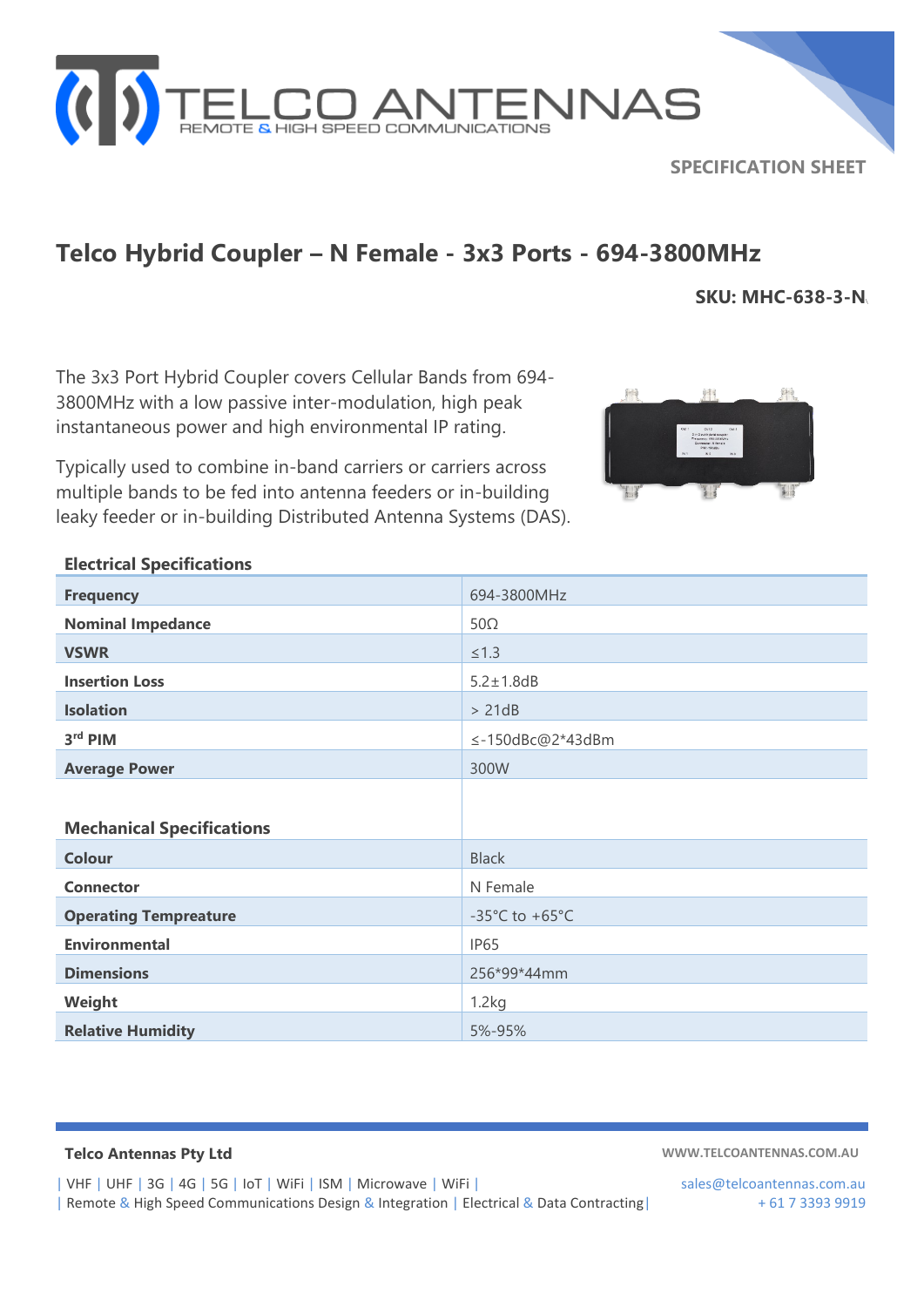TELCO ANTENNAS
REMOTE & HIGH SPEED COMMUNICATIONS

SPECIFICATION SHEET

# Telco Hybrid Coupler – N Female - 3x3 Ports - 694-3800MHz

**SKU: MHC-638-3-N**

The 3x3 Port Hybrid Coupler covers Cellular Bands from 694-3800MHz with a low passive inter-modulation, high peak instantaneous power and high environmental IP rating.

Typically used to combine in-band carriers or carriers across multiple bands to be fed into antenna feeders or in-building leaky feeder or in-building Distributed Antenna Systems (DAS).

## Electrical Specifications

| | |
|---|---|
| **Frequency** | 694-3800MHz |
| **Nominal Impedance** | 50Ω |
| **VSWR** | ≤1.3 |
| **Insertion Loss** | 5.2±1.8dB |
| **Isolation** | > 21dB |
| **3rd PIM** | ≤-150dBc@2*43dBm |
| **Average Power** | 300W |

## Mechanical Specifications

| | |
|---|---|
| **Colour** | Black |
| **Connector** | N Female |
| **Operating Tempreature** | -35°C to +65°C |
| **Environmental** | IP65 |
| **Dimensions** | 256*99*44mm |
| **Weight** | 1.2kg |
| **Relative Humidity** | 5%-95% |

**Telco Antennas Pty Ltd**

WWW.TELCOANTENNAS.COM.AU

| VHF | UHF | 3G | 4G | 5G | IoT | WiFi | ISM | Microwave | WiFi |
| Remote & High Speed Communications Design & Integration | Electrical & Data Contracting |

sales@telcoantennas.com.au
+ 61 7 3393 9919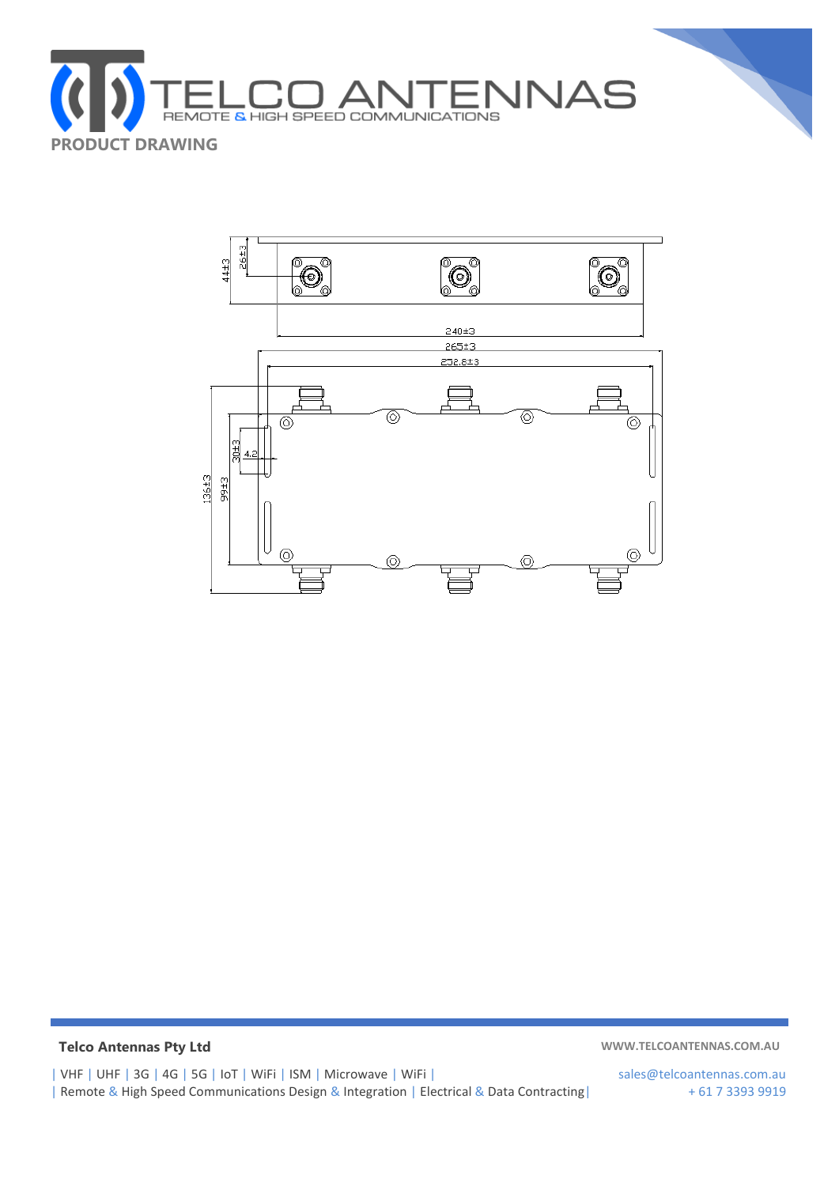PRODUCT DRAWING

44±3

26±3

240±3

265±3

252.8±3

136±3

99±3

30±3

4.2

**Telco Antennas Pty Ltd**

WWW.TELCOANTENNAS.COM.AU

| VHF | UHF | 3G | 4G | 5G | IoT | WiFi | ISM | Microwave | WiFi |
| Remote & High Speed Communications Design & Integration | Electrical & Data Contracting |

sales@telcoantennas.com.au
+ 61 7 3393 9919